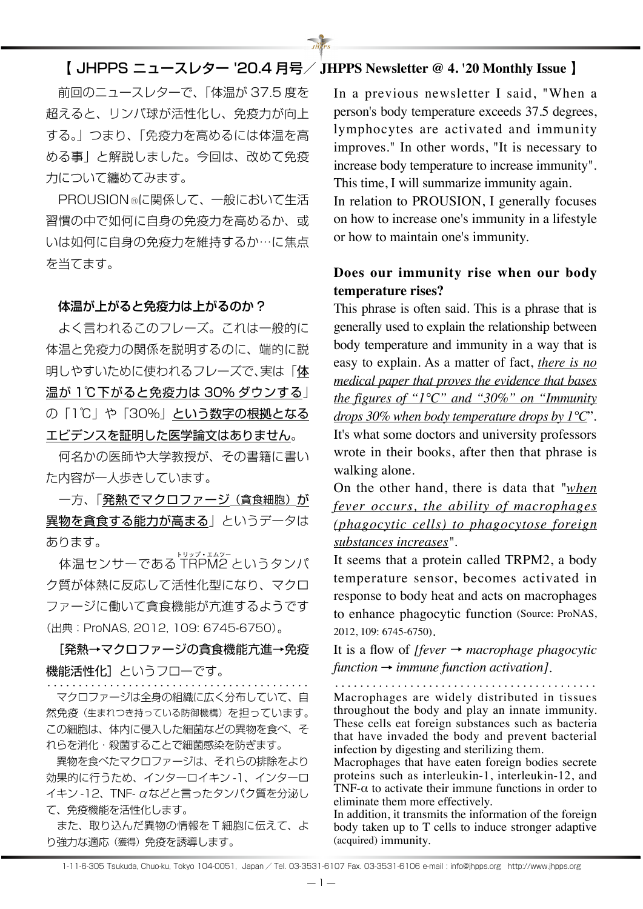# 【 JHPPS ニュースレター '20.4 月号／ JHPPS Newsletter @ 4. '20 Monthly Issue 】

前回のニュースレターで、「体温が 37.5 度を超えると、リンパ球が活性化し、免疫力が向上する。」つまり、「免疫力を高めるには体温を高める事」と解説しました。今回は、改めて免疫力について纏めてみます。

PROUSION®に関係して、一般において生活習慣の中で如何に自身の免疫力を高めるか、或いは如何に自身の免疫力を維持するか…に焦点を当てます。

### 体温が上がると免疫力は上がるのか？

よく言われるこのフレーズ。これは一般的に体温と免疫力の関係を説明するのに、端的に説明しやすいために使われるフレーズで、実は「体温が 1℃下がると免疫力は 30% ダウンする」の「1℃」や「30%」という数字の根拠となるエビデンスを証明した医学論文はありません。

何名かの医師や大学教授が、その書籍に書いた内容が一人歩きしています。

一方、「発熱でマクロファージ（貪食細胞）が異物を貪食する能力が高まる」というデータはあります。

体温センサーである TRPM2（トリップ・エムツー）というタンパク質が体熱に反応して活性化型になり、マクロファージに働いて貪食機能が亢進するようです（出典：ProNAS, 2012, 109: 6745-6750）。

［発熱→マクロファージの貪食機能亢進→免疫機能活性化］というフローです。

マクロファージは全身の組織に広く分布していて、自然免疫（生まれつき持っている防御機構）を担っています。この細胞は、体内に侵入した細菌などの異物を食べ、それらを消化・殺菌することで細菌感染を防ぎます。

異物を食べたマクロファージは、それらの排除をより効果的に行うため、インターロイキン -1、インターロイキン -12、TNF- αなどと言ったタンパク質を分泌して、免疫機能を活性化します。

また、取り込んだ異物の情報を T 細胞に伝えて、より強力な適応（獲得）免疫を誘導します。

In a previous newsletter I said, "When a person's body temperature exceeds 37.5 degrees, lymphocytes are activated and immunity improves." In other words, "It is necessary to increase body temperature to increase immunity". This time, I will summarize immunity again.

In relation to PROUSION, I generally focuses on how to increase one's immunity in a lifestyle or how to maintain one's immunity.

### Does our immunity rise when our body temperature rises?

This phrase is often said. This is a phrase that is generally used to explain the relationship between body temperature and immunity in a way that is easy to explain. As a matter of fact, *there is no medical paper that proves the evidence that bases the figures of "1°C" and "30%" on "Immunity drops 30% when body temperature drops by 1°C"*. It's what some doctors and university professors wrote in their books, after then that phrase is walking alone.

On the other hand, there is data that "*when fever occurs, the ability of macrophages (phagocytic cells) to phagocytose foreign substances increases*".

It seems that a protein called TRPM2, a body temperature sensor, becomes activated in response to body heat and acts on macrophages to enhance phagocytic function (Source: ProNAS, 2012, 109: 6745-6750).

It is a flow of *[fever → macrophage phagocytic function → immune function activation]*.

Macrophages are widely distributed in tissues throughout the body and play an innate immunity. These cells eat foreign substances such as bacteria that have invaded the body and prevent bacterial infection by digesting and sterilizing them.

Macrophages that have eaten foreign bodies secrete proteins such as interleukin-1, interleukin-12, and TNF-α to activate their immune functions in order to eliminate them more effectively.

In addition, it transmits the information of the foreign body taken up to T cells to induce stronger adaptive (acquired) immunity.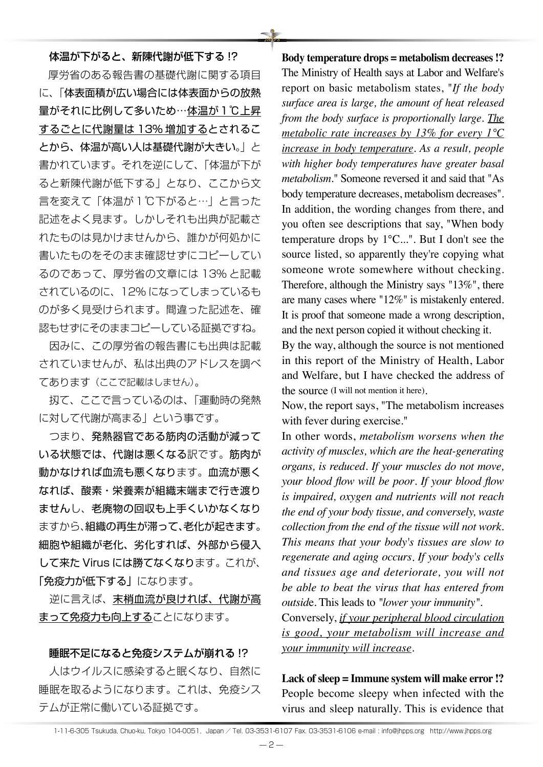## 体温が下がると、新陳代謝が低下する !?

厚労省のある報告書の基礎代謝に関する項目に、「**体表面積が広い場合には体表面からの放熱量がそれに比例して多いため…体温が１℃上昇するごとに代謝量は 13% 増加するとされることから、体温が高い人は基礎代謝が大きい。**」と書かれています。それを逆にして、「体温が下がると新陳代謝が低下する」となり、ここから文言を変えて「体温が１℃下がると…」と言った記述をよく見ます。しかしそれも出典が記載されたものは見かけませんから、誰かが何処かに書いたものをそのまま確認せずにコピーしているのであって、厚労省の文章には 13% と記載されているのに、12% になってしまっているものが多く見受けられます。間違った記述を、確認もせずにそのままコピーしている証拠ですね。

因みに、この厚労省の報告書にも出典は記載されていませんが、私は出典のアドレスを調べてあります（ここで記載はしません）。

扨て、ここで言っているのは、「運動時の発熱に対して代謝が高まる」という事です。

つまり、**発熱器官である筋肉の活動が減っている状態では、代謝は悪くなる**訳です。**筋肉が動かなければ血流も悪くなり**ます。**血流が悪くなれば、酸素・栄養素が組織末端まで行き渡りません**し、**老廃物の回収も上手くいかなくなり**ますから、**組織の再生が滞って、老化が起きます。細胞や組織が老化、劣化すれば、外部から侵入して来た Virus には勝てなくなり**ます。これが、**「免疫力が低下する」**になります。

逆に言えば、末梢血流が良ければ、代謝が高まって免疫力も向上することになります。

## 睡眠不足になると免疫システムが崩れる !?

人はウイルスに感染すると眠くなり、自然に睡眠を取るようになります。これは、免疫システムが正常に働いている証拠です。

## Body temperature drops = metabolism decreases !?

The Ministry of Health says at Labor and Welfare's report on basic metabolism states, "*If the body surface area is large, the amount of heat released from the body surface is proportionally large. The metabolic rate increases by 13% for every 1°C increase in body temperature. As a result, people with higher body temperatures have greater basal metabolism.*" Someone reversed it and said that "As body temperature decreases, metabolism decreases". In addition, the wording changes from there, and you often see descriptions that say, "When body temperature drops by 1°C...". But I don't see the source listed, so apparently they're copying what someone wrote somewhere without checking. Therefore, although the Ministry says "13%", there are many cases where "12%" is mistakenly entered. It is proof that someone made a wrong description, and the next person copied it without checking it.

By the way, although the source is not mentioned in this report of the Ministry of Health, Labor and Welfare, but I have checked the address of the source (I will not mention it here).

Now, the report says, "The metabolism increases with fever during exercise."

In other words, *metabolism worsens when the activity of muscles, which are the heat-generating organs, is reduced. If your muscles do not move, your blood flow will be poor. If your blood flow is impaired, oxygen and nutrients will not reach the end of your body tissue, and conversely, waste collection from the end of the tissue will not work. This means that your body's tissues are slow to regenerate and aging occurs. If your body's cells and tissues age and deteriorate, you will not be able to beat the virus that has entered from outside*. This leads to *"lower your immunity"*.

Conversely, *if your peripheral blood circulation is good, your metabolism will increase and your immunity will increase*.

## Lack of sleep = Immune system will make error !?

People become sleepy when infected with the virus and sleep naturally. This is evidence that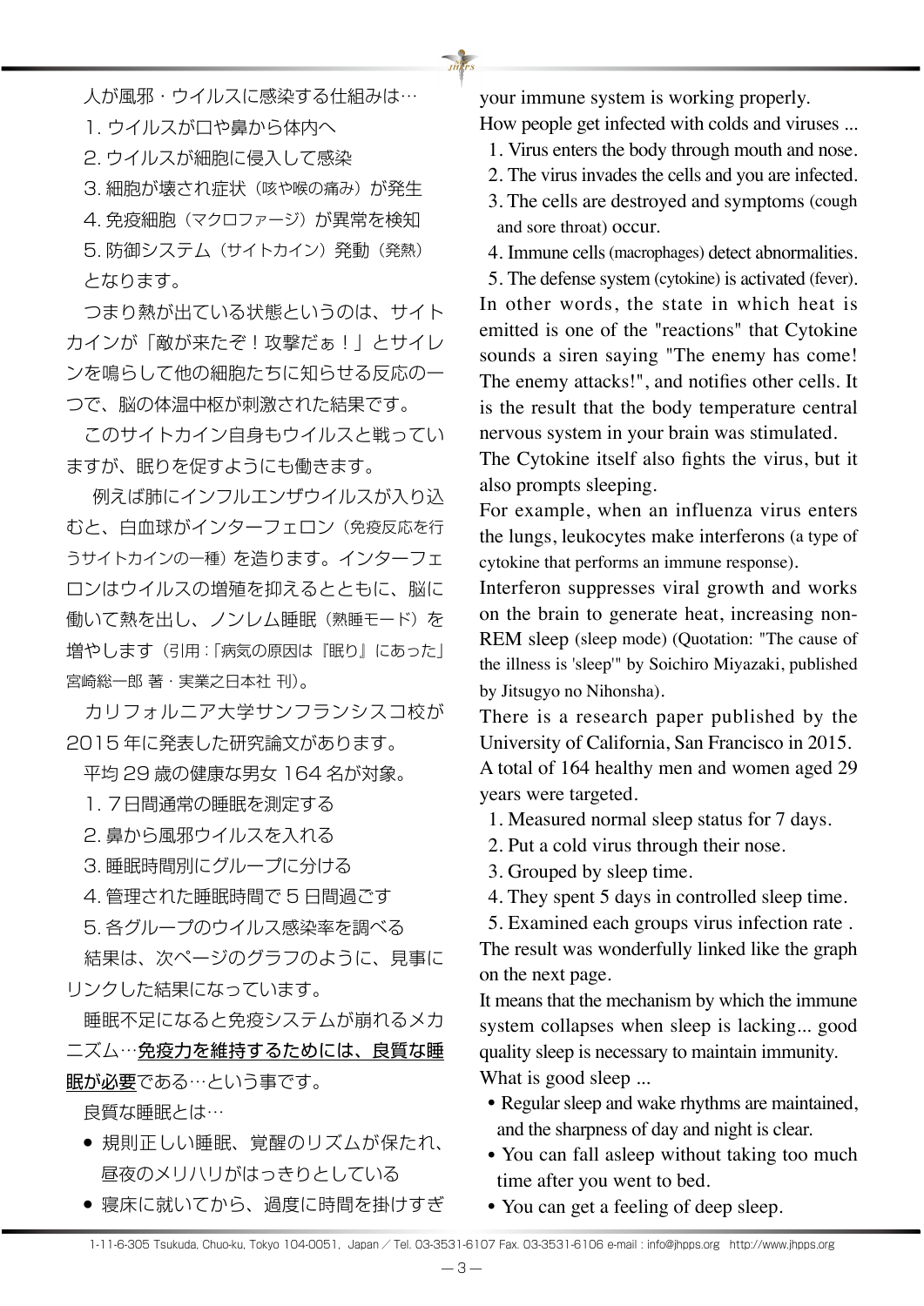人が風邪・ウイルスに感染する仕組みは…

1. ウイルスが口や鼻から体内へ
2. ウイルスが細胞に侵入して感染
3. 細胞が壊され症状（咳や喉の痛み）が発生
4. 免疫細胞（マクロファージ）が異常を検知
5. 防御システム（サイトカイン）発動（発熱）

となります。

つまり熱が出ている状態というのは、サイトカインが「敵が来たぞ！攻撃だぁ！」とサイレンを鳴らして他の細胞たちに知らせる反応の一つで、脳の体温中枢が刺激された結果です。

このサイトカイン自身もウイルスと戦っていますが、眠りを促すようにも働きます。

例えば肺にインフルエンザウイルスが入り込むと、白血球がインターフェロン（免疫反応を行うサイトカインの一種）を造ります。インターフェロンはウイルスの増殖を抑えるとともに、脳に働いて熱を出し、ノンレム睡眠（熟睡モード）を増やします（引用：「病気の原因は『眠り』にあった」宮崎総一郎 著・実業之日本社 刊）。

カリフォルニア大学サンフランシスコ校が2015年に発表した研究論文があります。

平均29歳の健康な男女164名が対象。

1. ７日間通常の睡眠を測定する
2. 鼻から風邪ウイルスを入れる
3. 睡眠時間別にグループに分ける
4. 管理された睡眠時間で５日間過ごす
5. 各グループのウイルス感染率を調べる

結果は、次ページのグラフのように、見事にリンクした結果になっています。

睡眠不足になると免疫システムが崩れるメカニズム…<u>免疫力を維持するためには、良質な睡眠が必要</u>である…という事です。

良質な睡眠とは…

- 規則正しい睡眠、覚醒のリズムが保たれ、昼夜のメリハリがはっきりしている
- 寝床に就いてから、過度に時間を掛けすぎ

your immune system is working properly.

How people get infected with colds and viruses ...

1. Virus enters the body through mouth and nose.
2. The virus invades the cells and you are infected.
3. The cells are destroyed and symptoms (cough and sore throat) occur.
4. Immune cells (macrophages) detect abnormalities.
5. The defense system (cytokine) is activated (fever).

In other words, the state in which heat is emitted is one of the "reactions" that Cytokine sounds a siren saying "The enemy has come! The enemy attacks!", and notifies other cells. It is the result that the body temperature central nervous system in your brain was stimulated.

The Cytokine itself also fights the virus, but it also prompts sleeping.

For example, when an influenza virus enters the lungs, leukocytes make interferons (a type of cytokine that performs an immune response).

Interferon suppresses viral growth and works on the brain to generate heat, increasing non-REM sleep (sleep mode) (Quotation: "The cause of the illness is 'sleep'" by Soichiro Miyazaki, published by Jitsugyo no Nihonsha).

There is a research paper published by the University of California, San Francisco in 2015.

A total of 164 healthy men and women aged 29 years were targeted.

1. Measured normal sleep status for 7 days.
2. Put a cold virus through their nose.
3. Grouped by sleep time.
4. They spent 5 days in controlled sleep time.
5. Examined each groups virus infection rate .

The result was wonderfully linked like the graph on the next page.

It means that the mechanism by which the immune system collapses when sleep is lacking... good quality sleep is necessary to maintain immunity.

What is good sleep ...

- Regular sleep and wake rhythms are maintained, and the sharpness of day and night is clear.
- You can fall asleep without taking too much time after you went to bed.
- You can get a feeling of deep sleep.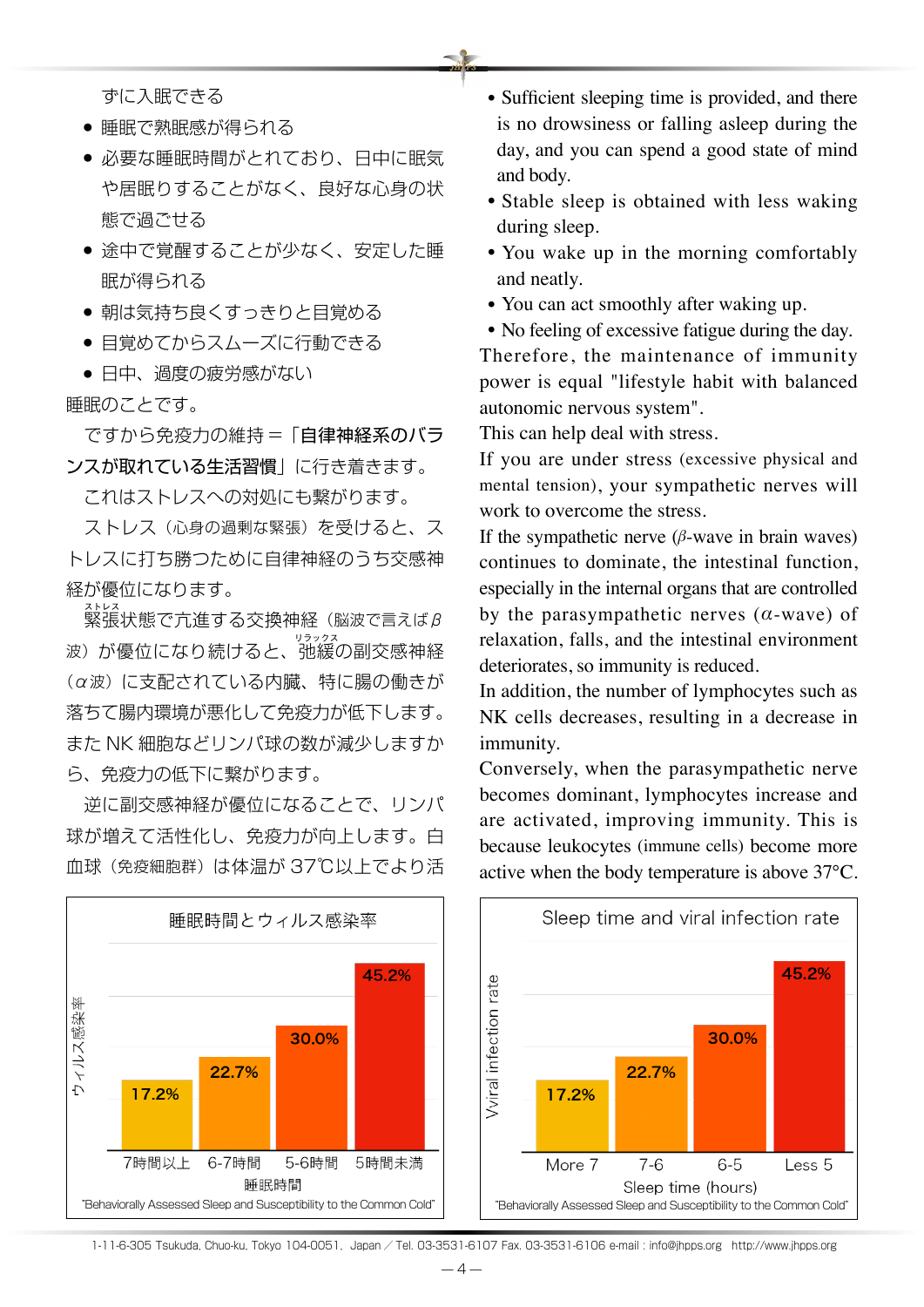ずに入眠できる

- 睡眠で熟眠感が得られる
- 必要な睡眠時間がとれており、日中に眠気や居眠りすることがなく、良好な心身の状態で過ごせる
- 途中で覚醒することが少なく、安定した睡眠が得られる
- 朝は気持ち良くすっきりと目覚める
- 目覚めてからスムーズに行動できる
- 日中、過度の疲労感がない

睡眠のことです。

ですから免疫力の維持＝「**自律神経系のバランスが取れている生活習慣**」に行き着きます。

これはストレスへの対処にも繋がります。

ストレス（心身の過剰な緊張）を受けると、ストレスに打ち勝つために自律神経のうち交感神経が優位になります。

緊張状態で亢進する交換神経（脳波で言えばβ波）が優位になり続けると、弛緩の副交感神経（α波）に支配されている内臓、特に腸の働きが落ちて腸内環境が悪化して免疫力が低下します。また NK 細胞などリンパ球の数が減少しますから、免疫力の低下に繋がります。

逆に副交感神経が優位になることで、リンパ球が増えて活性化し、免疫力が向上します。白血球（免疫細胞群）は体温が 37℃以上でより活

睡眠時間とウィルス感染率

| 睡眠時間 | ウィルス感染率 |
|---|---|
| 7時間以上 | 17.2% |
| 6-7時間 | 22.7% |
| 5-6時間 | 30.0% |
| 5時間未満 | 45.2% |

"Behaviorally Assessed Sleep and Susceptibility to the Common Cold"

- Sufficient sleeping time is provided, and there is no drowsiness or falling asleep during the day, and you can spend a good state of mind and body.
- Stable sleep is obtained with less waking during sleep.
- You wake up in the morning comfortably and neatly.
- You can act smoothly after waking up.
- No feeling of excessive fatigue during the day.

Therefore, the maintenance of immunity power is equal "lifestyle habit with balanced autonomic nervous system".

This can help deal with stress.

If you are under stress (excessive physical and mental tension), your sympathetic nerves will work to overcome the stress.

If the sympathetic nerve ($\beta$-wave in brain waves) continues to dominate, the intestinal function, especially in the internal organs that are controlled by the parasympathetic nerves ($\alpha$-wave) of relaxation, falls, and the intestinal environment deteriorates, so immunity is reduced.

In addition, the number of lymphocytes such as NK cells decreases, resulting in a decrease in immunity.

Conversely, when the parasympathetic nerve becomes dominant, lymphocytes increase and are activated, improving immunity. This is because leukocytes (immune cells) become more active when the body temperature is above 37°C.

Sleep time and viral infection rate

| Sleep time (hours) | Vviral infection rate |
|---|---|
| More 7 | 17.2% |
| 7-6 | 22.7% |
| 6-5 | 30.0% |
| Less 5 | 45.2% |

"Behaviorally Assessed Sleep and Susceptibility to the Common Cold"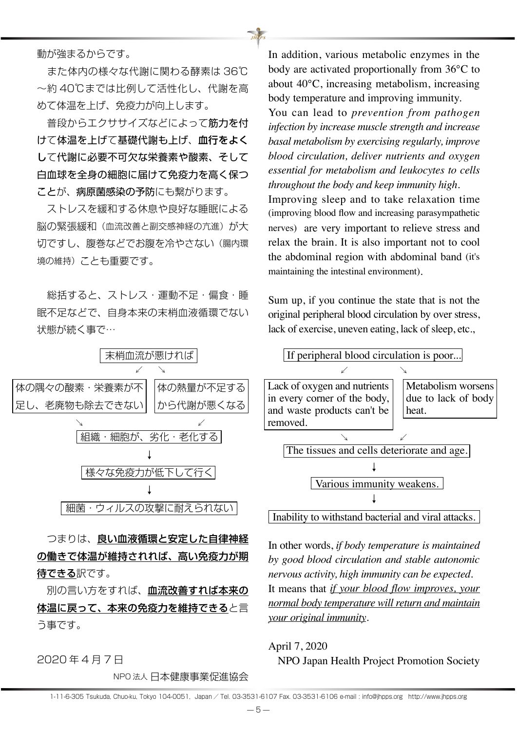動が強まるからです。

また体内の様々な代謝に関わる酵素は 36℃～約 40℃までは比例して活性化し、代謝を高めて体温を上げ、免疫力が向上します。

普段からエクササイズなどによって**筋力を付けて体温を上げて基礎代謝も上げ、血行をよくして代謝に必要不可欠な栄養素や酸素、そして白血球を全身の細胞に届けて免疫力を高く保つこと**が、**病原菌感染の予防**にも繋がります。

ストレスを緩和する休息や良好な睡眠による脳の緊張緩和（血流改善と副交感神経の亢進）が大切ですし、腹巻などでお腹を冷やさない（腸内環境の維持）ことも重要です。

総括すると、ストレス・運動不足・偏食・睡眠不足などで、自身本来の末梢血液循環でない状態が続く事で…

末梢血流が悪ければ

↙ ↘

体の隅々の酸素・栄養素が不足し、老廃物も除去できない

体の熱量が不足するから代謝が悪くなる

↘ ↙

組織・細胞が、劣化・老化する

↓

様々な免疫力が低下して行く

↓

細菌・ウィルスの攻撃に耐えられない

つまりは、**<u>良い血液循環と安定した自律神経の働きで体温が維持されれば、高い免疫力が期待できる</u>**訳です。

別の言い方をすれば、**<u>血流改善すれば本来の体温に戻って、本来の免疫力を維持できる</u>**と言う事です。

2020 年４月７日

NPO 法人 日本健康事業促進協会

In addition, various metabolic enzymes in the body are activated proportionally from 36°C to about 40°C, increasing metabolism, increasing body temperature and improving immunity.

You can lead to *prevention from pathogen infection by increase muscle strength and increase basal metabolism by exercising regularly, improve blood circulation, deliver nutrients and oxygen essential for metabolism and leukocytes to cells throughout the body and keep immunity high*.

Improving sleep and to take relaxation time (improving blood flow and increasing parasympathetic nerves) are very important to relieve stress and relax the brain. It is also important not to cool the abdominal region with abdominal band (it's maintaining the intestinal environment).

Sum up, if you continue the state that is not the original peripheral blood circulation by over stress, lack of exercise, uneven eating, lack of sleep, etc.,

If peripheral blood circulation is poor...

↙ ↘

Lack of oxygen and nutrients in every corner of the body, and waste products can't be removed.

Metabolism worsens due to lack of body heat.

↘ ↙

The tissues and cells deteriorate and age.

↓

Various immunity weakens.

↓

Inability to withstand bacterial and viral attacks.

In other words, *if body temperature is maintained by good blood circulation and stable autonomic nervous activity, high immunity can be expected*.

It means that *<u>if your blood flow improves, your normal body temperature will return and maintain your original immunity</u>*.

April 7, 2020

NPO Japan Health Project Promotion Society

1-11-6-305 Tsukuda, Chuo-ku, Tokyo 104-0051, Japan ／ Tel. 03-3531-6107 Fax. 03-3531-6106 e-mail : info@jhpps.org http://www.jhpps.org